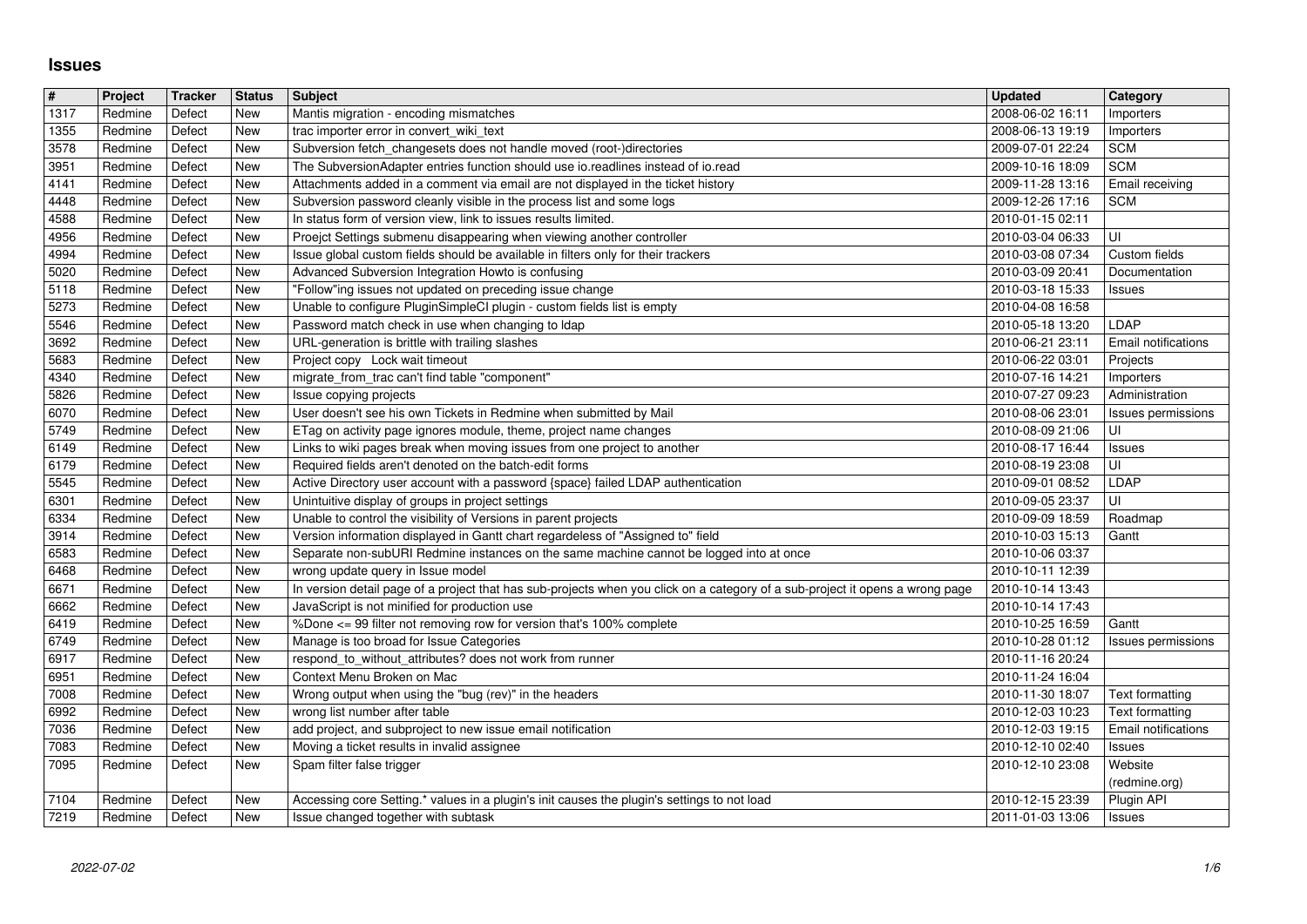# Issues

| # | Project | Tracker | Status | Subject | Updated | Category |
|---|---|---|---|---|---|---|
| 1317 | Redmine | Defect | New | Mantis migration - encoding mismatches | 2008-06-02 16:11 | Importers |
| 1355 | Redmine | Defect | New | trac importer error in convert_wiki_text | 2008-06-13 19:19 | Importers |
| 3578 | Redmine | Defect | New | Subversion fetch_changesets does not handle moved (root-)directories | 2009-07-01 22:24 | SCM |
| 3951 | Redmine | Defect | New | The SubversionAdapter entries function should use io.readlines instead of io.read | 2009-10-16 18:09 | SCM |
| 4141 | Redmine | Defect | New | Attachments added in a comment via email are not displayed in the ticket history | 2009-11-28 13:16 | Email receiving |
| 4448 | Redmine | Defect | New | Subversion password cleanly visible in the process list and some logs | 2009-12-26 17:16 | SCM |
| 4588 | Redmine | Defect | New | In status form of version view, link to issues results limited. | 2010-01-15 02:11 | |
| 4956 | Redmine | Defect | New | Proejct Settings submenu disappearing when viewing another controller | 2010-03-04 06:33 | UI |
| 4994 | Redmine | Defect | New | Issue global custom fields should be available in filters only for their trackers | 2010-03-08 07:34 | Custom fields |
| 5020 | Redmine | Defect | New | Advanced Subversion Integration Howto is confusing | 2010-03-09 20:41 | Documentation |
| 5118 | Redmine | Defect | New | "Follow"ing issues not updated on preceding issue change | 2010-03-18 15:33 | Issues |
| 5273 | Redmine | Defect | New | Unable to configure PluginSimpleCI plugin - custom fields list is empty | 2010-04-08 16:58 | |
| 5546 | Redmine | Defect | New | Password match check in use when changing to ldap | 2010-05-18 13:20 | LDAP |
| 3692 | Redmine | Defect | New | URL-generation is brittle with trailing slashes | 2010-06-21 23:11 | Email notifications |
| 5683 | Redmine | Defect | New | Project copy Lock wait timeout | 2010-06-22 03:01 | Projects |
| 4340 | Redmine | Defect | New | migrate_from_trac can't find table "component" | 2010-07-16 14:21 | Importers |
| 5826 | Redmine | Defect | New | Issue copying projects | 2010-07-27 09:23 | Administration |
| 6070 | Redmine | Defect | New | User doesn't see his own Tickets in Redmine when submitted by Mail | 2010-08-06 23:01 | Issues permissions |
| 5749 | Redmine | Defect | New | ETag on activity page ignores module, theme, project name changes | 2010-08-09 21:06 | UI |
| 6149 | Redmine | Defect | New | Links to wiki pages break when moving issues from one project to another | 2010-08-17 16:44 | Issues |
| 6179 | Redmine | Defect | New | Required fields aren't denoted on the batch-edit forms | 2010-08-19 23:08 | UI |
| 5545 | Redmine | Defect | New | Active Directory user account with a password {space} failed LDAP authentication | 2010-09-01 08:52 | LDAP |
| 6301 | Redmine | Defect | New | Unintuitive display of groups in project settings | 2010-09-05 23:37 | UI |
| 6334 | Redmine | Defect | New | Unable to control the visibility of Versions in parent projects | 2010-09-09 18:59 | Roadmap |
| 3914 | Redmine | Defect | New | Version information displayed in Gantt chart regardeless of "Assigned to" field | 2010-10-03 15:13 | Gantt |
| 6583 | Redmine | Defect | New | Separate non-subURI Redmine instances on the same machine cannot be logged into at once | 2010-10-06 03:37 | |
| 6468 | Redmine | Defect | New | wrong update query in Issue model | 2010-10-11 12:39 | |
| 6671 | Redmine | Defect | New | In version detail page of a project that has sub-projects when you click on a category of a sub-project it opens a wrong page | 2010-10-14 13:43 | |
| 6662 | Redmine | Defect | New | JavaScript is not minified for production use | 2010-10-14 17:43 | |
| 6419 | Redmine | Defect | New | %Done <= 99 filter not removing row for version that's 100% complete | 2010-10-25 16:59 | Gantt |
| 6749 | Redmine | Defect | New | Manage is too broad for Issue Categories | 2010-10-28 01:12 | Issues permissions |
| 6917 | Redmine | Defect | New | respond_to_without_attributes? does not work from runner | 2010-11-16 20:24 | |
| 6951 | Redmine | Defect | New | Context Menu Broken on Mac | 2010-11-24 16:04 | |
| 7008 | Redmine | Defect | New | Wrong output when using the "bug (rev)" in the headers | 2010-11-30 18:07 | Text formatting |
| 6992 | Redmine | Defect | New | wrong list number after table | 2010-12-03 10:23 | Text formatting |
| 7036 | Redmine | Defect | New | add project, and subproject to new issue email notification | 2010-12-03 19:15 | Email notifications |
| 7083 | Redmine | Defect | New | Moving a ticket results in invalid assignee | 2010-12-10 02:40 | Issues |
| 7095 | Redmine | Defect | New | Spam filter false trigger | 2010-12-10 23:08 | Website (redmine.org) |
| 7104 | Redmine | Defect | New | Accessing core Setting.* values in a plugin's init causes the plugin's settings to not load | 2010-12-15 23:39 | Plugin API |
| 7219 | Redmine | Defect | New | Issue changed together with subtask | 2011-01-03 13:06 | Issues |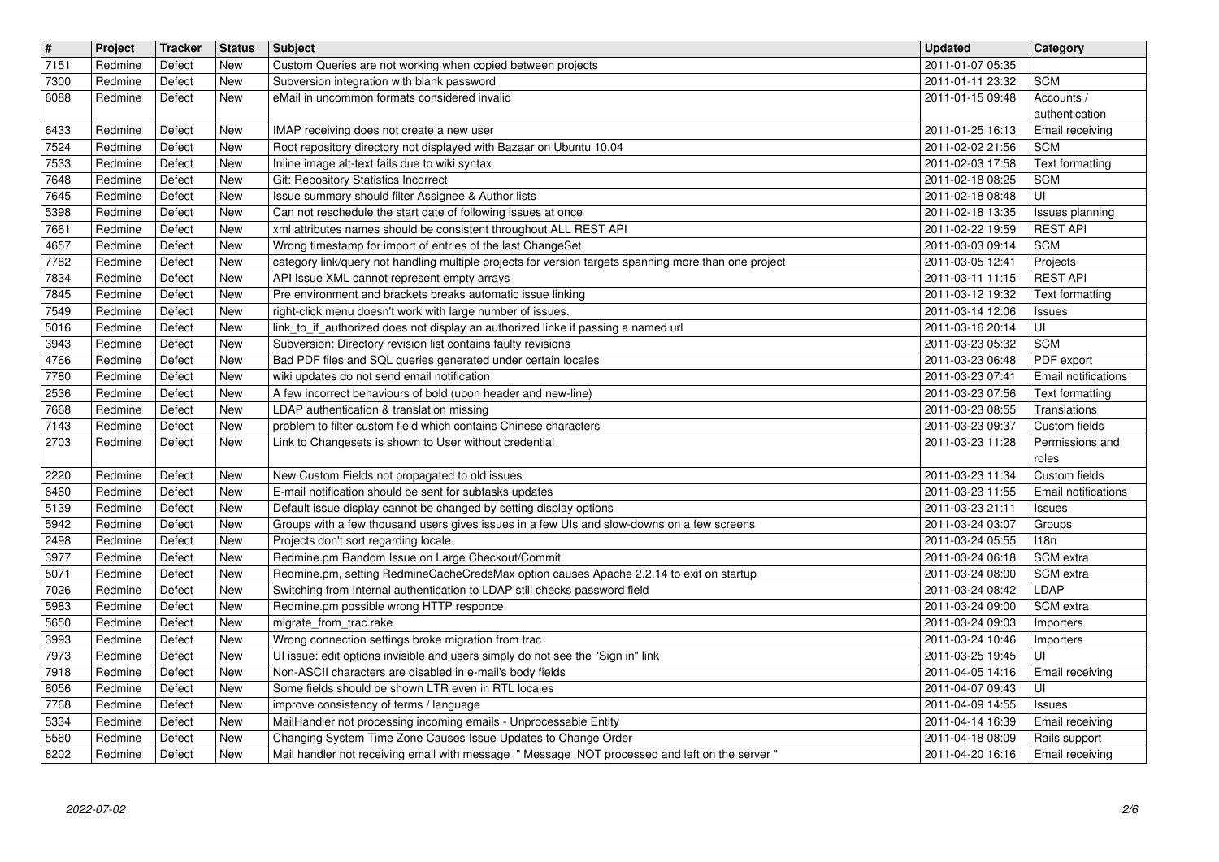| # | Project | Tracker | Status | Subject | Updated | Category |
|---|---|---|---|---|---|---|
| 7151 | Redmine | Defect | New | Custom Queries are not working when copied between projects | 2011-01-07 05:35 | |
| 7300 | Redmine | Defect | New | Subversion integration with blank password | 2011-01-11 23:32 | SCM |
| 6088 | Redmine | Defect | New | eMail in uncommon formats considered invalid | 2011-01-15 09:48 | Accounts / authentication |
| 6433 | Redmine | Defect | New | IMAP receiving does not create a new user | 2011-01-25 16:13 | Email receiving |
| 7524 | Redmine | Defect | New | Root repository directory not displayed with Bazaar on Ubuntu 10.04 | 2011-02-02 21:56 | SCM |
| 7533 | Redmine | Defect | New | Inline image alt-text fails due to wiki syntax | 2011-02-03 17:58 | Text formatting |
| 7648 | Redmine | Defect | New | Git: Repository Statistics Incorrect | 2011-02-18 08:25 | SCM |
| 7645 | Redmine | Defect | New | Issue summary should filter Assignee & Author lists | 2011-02-18 08:48 | UI |
| 5398 | Redmine | Defect | New | Can not reschedule the start date of following issues at once | 2011-02-18 13:35 | Issues planning |
| 7661 | Redmine | Defect | New | xml attributes names should be consistent throughout ALL REST API | 2011-02-22 19:59 | REST API |
| 4657 | Redmine | Defect | New | Wrong timestamp for import of entries of the last ChangeSet. | 2011-03-03 09:14 | SCM |
| 7782 | Redmine | Defect | New | category link/query not handling multiple projects for version targets spanning more than one project | 2011-03-05 12:41 | Projects |
| 7834 | Redmine | Defect | New | API Issue XML cannot represent empty arrays | 2011-03-11 11:15 | REST API |
| 7845 | Redmine | Defect | New | Pre environment and brackets breaks automatic issue linking | 2011-03-12 19:32 | Text formatting |
| 7549 | Redmine | Defect | New | right-click menu doesn't work with large number of issues. | 2011-03-14 12:06 | Issues |
| 5016 | Redmine | Defect | New | link_to_if_authorized does not display an authorized linke if passing a named url | 2011-03-16 20:14 | UI |
| 3943 | Redmine | Defect | New | Subversion: Directory revision list contains faulty revisions | 2011-03-23 05:32 | SCM |
| 4766 | Redmine | Defect | New | Bad PDF files and SQL queries generated under certain locales | 2011-03-23 06:48 | PDF export |
| 7780 | Redmine | Defect | New | wiki updates do not send email notification | 2011-03-23 07:41 | Email notifications |
| 2536 | Redmine | Defect | New | A few incorrect behaviours of bold (upon header and new-line) | 2011-03-23 07:56 | Text formatting |
| 7668 | Redmine | Defect | New | LDAP authentication & translation missing | 2011-03-23 08:55 | Translations |
| 7143 | Redmine | Defect | New | problem to filter custom field which contains Chinese characters | 2011-03-23 09:37 | Custom fields |
| 2703 | Redmine | Defect | New | Link to Changesets is shown to User without credential | 2011-03-23 11:28 | Permissions and roles |
| 2220 | Redmine | Defect | New | New Custom Fields not propagated to old issues | 2011-03-23 11:34 | Custom fields |
| 6460 | Redmine | Defect | New | E-mail notification should be sent for subtasks updates | 2011-03-23 11:55 | Email notifications |
| 5139 | Redmine | Defect | New | Default issue display cannot be changed by setting display options | 2011-03-23 21:11 | Issues |
| 5942 | Redmine | Defect | New | Groups with a few thousand users gives issues in a few UIs and slow-downs on a few screens | 2011-03-24 03:07 | Groups |
| 2498 | Redmine | Defect | New | Projects don't sort regarding locale | 2011-03-24 05:55 | I18n |
| 3977 | Redmine | Defect | New | Redmine.pm Random Issue on Large Checkout/Commit | 2011-03-24 06:18 | SCM extra |
| 5071 | Redmine | Defect | New | Redmine.pm, setting RedmineCacheCredsMax option causes Apache 2.2.14 to exit on startup | 2011-03-24 08:00 | SCM extra |
| 7026 | Redmine | Defect | New | Switching from Internal authentication to LDAP still checks password field | 2011-03-24 08:42 | LDAP |
| 5983 | Redmine | Defect | New | Redmine.pm possible wrong HTTP responce | 2011-03-24 09:00 | SCM extra |
| 5650 | Redmine | Defect | New | migrate_from_trac.rake | 2011-03-24 09:03 | Importers |
| 3993 | Redmine | Defect | New | Wrong connection settings broke migration from trac | 2011-03-24 10:46 | Importers |
| 7973 | Redmine | Defect | New | UI issue: edit options invisible and users simply do not see the "Sign in" link | 2011-03-25 19:45 | UI |
| 7918 | Redmine | Defect | New | Non-ASCII characters are disabled in e-mail's body fields | 2011-04-05 14:16 | Email receiving |
| 8056 | Redmine | Defect | New | Some fields should be shown LTR even in RTL locales | 2011-04-07 09:43 | UI |
| 7768 | Redmine | Defect | New | improve consistency of terms / language | 2011-04-09 14:55 | Issues |
| 5334 | Redmine | Defect | New | MailHandler not processing incoming emails - Unprocessable Entity | 2011-04-14 16:39 | Email receiving |
| 5560 | Redmine | Defect | New | Changing System Time Zone Causes Issue Updates to Change Order | 2011-04-18 08:09 | Rails support |
| 8202 | Redmine | Defect | New | Mail handler not receiving email with message " Message NOT processed and left on the server " | 2011-04-20 16:16 | Email receiving |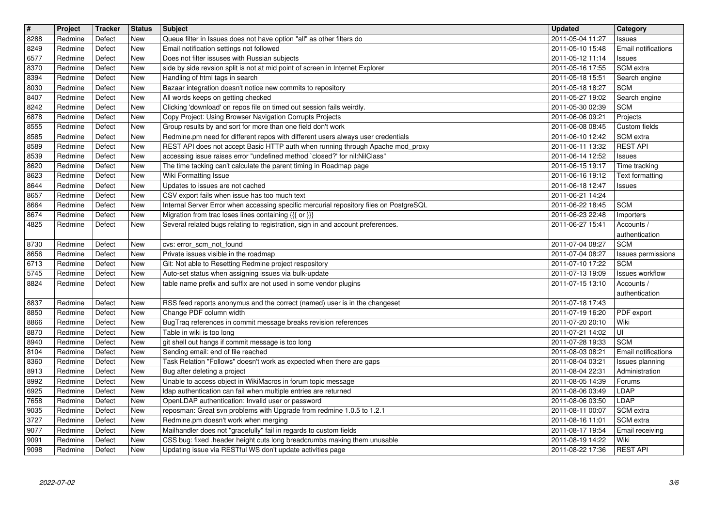| # | Project | Tracker | Status | Subject | Updated | Category |
| --- | --- | --- | --- | --- | --- | --- |
| 8288 | Redmine | Defect | New | Queue filter in Issues does not have option "all" as other filters do | 2011-05-04 11:27 | Issues |
| 8249 | Redmine | Defect | New | Email notification settings not followed | 2011-05-10 15:48 | Email notifications |
| 6577 | Redmine | Defect | New | Does not filter issuses with Russian subjects | 2011-05-12 11:14 | Issues |
| 8370 | Redmine | Defect | New | side by side revsion split is not at mid point of screen in Internet Explorer | 2011-05-16 17:55 | SCM extra |
| 8394 | Redmine | Defect | New | Handling of html tags in search | 2011-05-18 15:51 | Search engine |
| 8030 | Redmine | Defect | New | Bazaar integration doesn't notice new commits to repository | 2011-05-18 18:27 | SCM |
| 8407 | Redmine | Defect | New | All words keeps on getting checked | 2011-05-27 19:02 | Search engine |
| 8242 | Redmine | Defect | New | Clicking 'download' on repos file on timed out session fails weirdly. | 2011-05-30 02:39 | SCM |
| 6878 | Redmine | Defect | New | Copy Project: Using Browser Navigation Corrupts Projects | 2011-06-06 09:21 | Projects |
| 8555 | Redmine | Defect | New | Group results by and sort for more than one field don't work | 2011-06-08 08:45 | Custom fields |
| 8585 | Redmine | Defect | New | Redmine.pm need for different repos with different users always user credentials | 2011-06-10 12:42 | SCM extra |
| 8589 | Redmine | Defect | New | REST API does not accept Basic HTTP auth when running through Apache mod_proxy | 2011-06-11 13:32 | REST API |
| 8539 | Redmine | Defect | New | accessing issue raises error "undefined method `closed?' for nil:NilClass" | 2011-06-14 12:52 | Issues |
| 8620 | Redmine | Defect | New | The time tacking can't calculate the parent timing in Roadmap page | 2011-06-15 19:17 | Time tracking |
| 8623 | Redmine | Defect | New | Wiki Formatting Issue | 2011-06-16 19:12 | Text formatting |
| 8644 | Redmine | Defect | New | Updates to issues are not cached | 2011-06-18 12:47 | Issues |
| 8657 | Redmine | Defect | New | CSV export fails when issue has too much text | 2011-06-21 14:24 | |
| 8664 | Redmine | Defect | New | Internal Server Error when accessing specific mercurial repository files on PostgreSQL | 2011-06-22 18:45 | SCM |
| 8674 | Redmine | Defect | New | Migration from trac loses lines containing {{{ or }}} | 2011-06-23 22:48 | Importers |
| 4825 | Redmine | Defect | New | Several related bugs relating to registration, sign in and account preferences. | 2011-06-27 15:41 | Accounts / authentication |
| 8730 | Redmine | Defect | New | cvs: error_scm_not_found | 2011-07-04 08:27 | SCM |
| 8656 | Redmine | Defect | New | Private issues visible in the roadmap | 2011-07-04 08:27 | Issues permissions |
| 6713 | Redmine | Defect | New | Git: Not able to Resetting Redmine project respository | 2011-07-10 17:22 | SCM |
| 5745 | Redmine | Defect | New | Auto-set status when assigning issues via bulk-update | 2011-07-13 19:09 | Issues workflow |
| 8824 | Redmine | Defect | New | table name prefix and suffix are not used in some vendor plugins | 2011-07-15 13:10 | Accounts / authentication |
| 8837 | Redmine | Defect | New | RSS feed reports anonymus and the correct (named) user is in the changeset | 2011-07-18 17:43 | |
| 8850 | Redmine | Defect | New | Change PDF column width | 2011-07-19 16:20 | PDF export |
| 8866 | Redmine | Defect | New | BugTraq references in commit message breaks revision references | 2011-07-20 20:10 | Wiki |
| 8870 | Redmine | Defect | New | Table in wiki is too long | 2011-07-21 14:02 | UI |
| 8940 | Redmine | Defect | New | git shell out hangs if commit message is too long | 2011-07-28 19:33 | SCM |
| 8104 | Redmine | Defect | New | Sending email: end of file reached | 2011-08-03 08:21 | Email notifications |
| 8360 | Redmine | Defect | New | Task Relation "Follows" doesn't work as expected when there are gaps | 2011-08-04 03:21 | Issues planning |
| 8913 | Redmine | Defect | New | Bug after deleting a project | 2011-08-04 22:31 | Administration |
| 8992 | Redmine | Defect | New | Unable to access object in WikiMacros in forum topic message | 2011-08-05 14:39 | Forums |
| 6925 | Redmine | Defect | New | ldap authentication can fail when multiple entries are returned | 2011-08-06 03:49 | LDAP |
| 7658 | Redmine | Defect | New | OpenLDAP authentication: Invalid user or password | 2011-08-06 03:50 | LDAP |
| 9035 | Redmine | Defect | New | reposman: Great svn problems with Upgrade from redmine 1.0.5 to 1.2.1 | 2011-08-11 00:07 | SCM extra |
| 3727 | Redmine | Defect | New | Redmine.pm doesn't work when merging | 2011-08-16 11:01 | SCM extra |
| 9077 | Redmine | Defect | New | Mailhandler does not "gracefully" fail in regards to custom fields | 2011-08-17 19:54 | Email receiving |
| 9091 | Redmine | Defect | New | CSS bug: fixed .header height cuts long breadcrumbs making them unusable | 2011-08-19 14:22 | Wiki |
| 9098 | Redmine | Defect | New | Updating issue via RESTful WS don't update activities page | 2011-08-22 17:36 | REST API |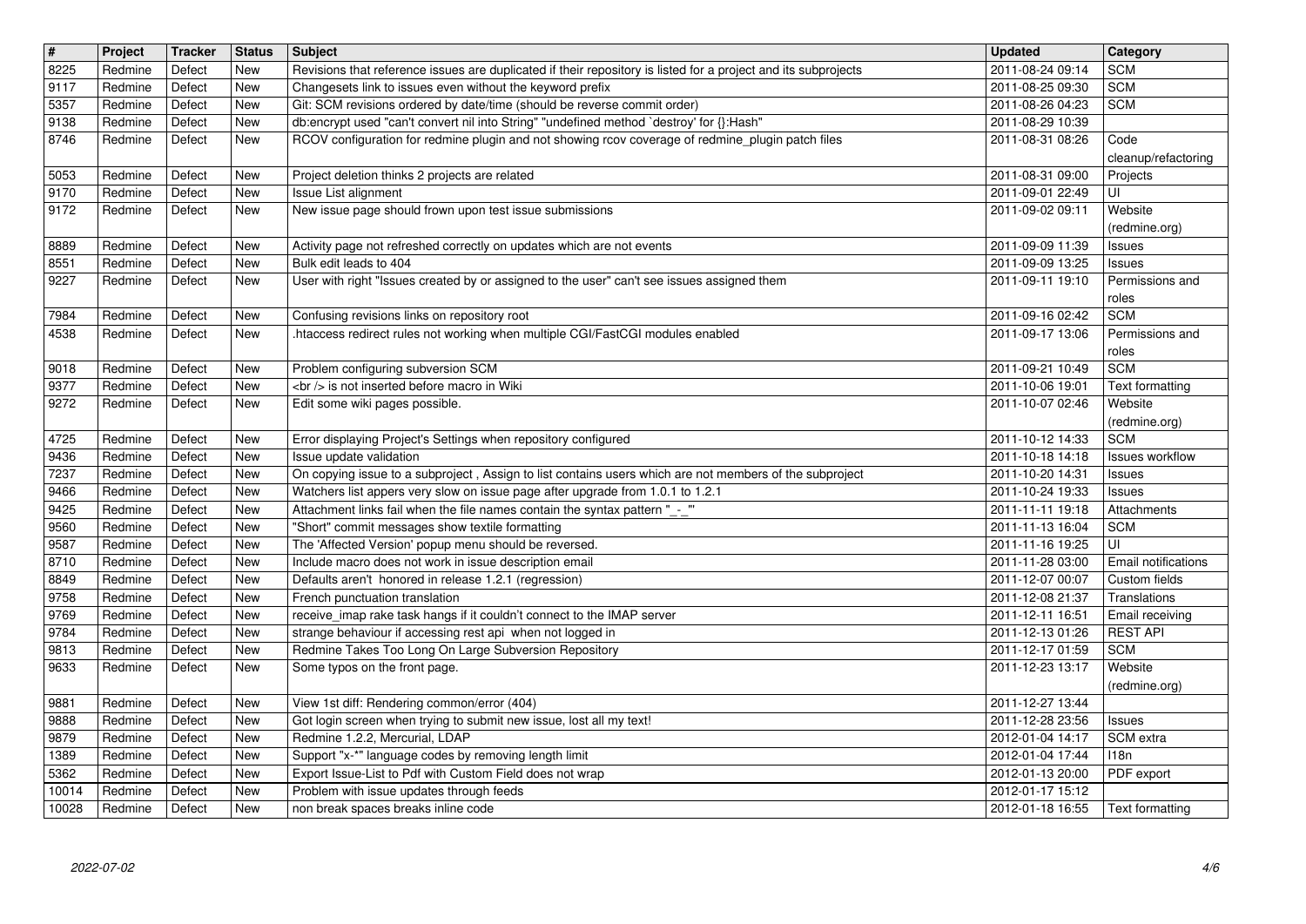| # | Project | Tracker | Status | Subject | Updated | Category |
|---|---|---|---|---|---|---|
| 8225 | Redmine | Defect | New | Revisions that reference issues are duplicated if their repository is listed for a project and its subprojects | 2011-08-24 09:14 | SCM |
| 9117 | Redmine | Defect | New | Changesets link to issues even without the keyword prefix | 2011-08-25 09:30 | SCM |
| 5357 | Redmine | Defect | New | Git: SCM revisions ordered by date/time (should be reverse commit order) | 2011-08-26 04:23 | SCM |
| 9138 | Redmine | Defect | New | db:encrypt used "can't convert nil into String" "undefined method `destroy' for {}:Hash" | 2011-08-29 10:39 | |
| 8746 | Redmine | Defect | New | RCOV configuration for redmine plugin and not showing rcov coverage of redmine_plugin patch files | 2011-08-31 08:26 | Code cleanup/refactoring |
| 5053 | Redmine | Defect | New | Project deletion thinks 2 projects are related | 2011-08-31 09:00 | Projects |
| 9170 | Redmine | Defect | New | Issue List alignment | 2011-09-01 22:49 | UI |
| 9172 | Redmine | Defect | New | New issue page should frown upon test issue submissions | 2011-09-02 09:11 | Website (redmine.org) |
| 8889 | Redmine | Defect | New | Activity page not refreshed correctly on updates which are not events | 2011-09-09 11:39 | Issues |
| 8551 | Redmine | Defect | New | Bulk edit leads to 404 | 2011-09-09 13:25 | Issues |
| 9227 | Redmine | Defect | New | User with right "Issues created by or assigned to the user" can't see issues assigned them | 2011-09-11 19:10 | Permissions and roles |
| 7984 | Redmine | Defect | New | Confusing revisions links on repository root | 2011-09-16 02:42 | SCM |
| 4538 | Redmine | Defect | New | .htaccess redirect rules not working when multiple CGI/FastCGI modules enabled | 2011-09-17 13:06 | Permissions and roles |
| 9018 | Redmine | Defect | New | Problem configuring subversion SCM | 2011-09-21 10:49 | SCM |
| 9377 | Redmine | Defect | New | <br /> is not inserted before macro in Wiki | 2011-10-06 19:01 | Text formatting |
| 9272 | Redmine | Defect | New | Edit some wiki pages possible. | 2011-10-07 02:46 | Website (redmine.org) |
| 4725 | Redmine | Defect | New | Error displaying Project's Settings when repository configured | 2011-10-12 14:33 | SCM |
| 9436 | Redmine | Defect | New | Issue update validation | 2011-10-18 14:18 | Issues workflow |
| 7237 | Redmine | Defect | New | On copying issue to a subproject , Assign to list contains users which are not members of the subproject | 2011-10-20 14:31 | Issues |
| 9466 | Redmine | Defect | New | Watchers list appers very slow on issue page after upgrade from 1.0.1 to 1.2.1 | 2011-10-24 19:33 | Issues |
| 9425 | Redmine | Defect | New | Attachment links fail when the file names contain the syntax pattern "_-_" | 2011-11-11 19:18 | Attachments |
| 9560 | Redmine | Defect | New | "Short" commit messages show textile formatting | 2011-11-13 16:04 | SCM |
| 9587 | Redmine | Defect | New | The 'Affected Version' popup menu should be reversed. | 2011-11-16 19:25 | UI |
| 8710 | Redmine | Defect | New | Include macro does not work in issue description email | 2011-11-28 03:00 | Email notifications |
| 8849 | Redmine | Defect | New | Defaults aren't honored in release 1.2.1 (regression) | 2011-12-07 00:07 | Custom fields |
| 9758 | Redmine | Defect | New | French punctuation translation | 2011-12-08 21:37 | Translations |
| 9769 | Redmine | Defect | New | receive_imap rake task hangs if it couldn't connect to the IMAP server | 2011-12-11 16:51 | Email receiving |
| 9784 | Redmine | Defect | New | strange behaviour if accessing rest api when not logged in | 2011-12-13 01:26 | REST API |
| 9813 | Redmine | Defect | New | Redmine Takes Too Long On Large Subversion Repository | 2011-12-17 01:59 | SCM |
| 9633 | Redmine | Defect | New | Some typos on the front page. | 2011-12-23 13:17 | Website (redmine.org) |
| 9881 | Redmine | Defect | New | View 1st diff: Rendering common/error (404) | 2011-12-27 13:44 | |
| 9888 | Redmine | Defect | New | Got login screen when trying to submit new issue, lost all my text! | 2011-12-28 23:56 | Issues |
| 9879 | Redmine | Defect | New | Redmine 1.2.2, Mercurial, LDAP | 2012-01-04 14:17 | SCM extra |
| 1389 | Redmine | Defect | New | Support "x-*" language codes by removing length limit | 2012-01-04 17:44 | I18n |
| 5362 | Redmine | Defect | New | Export Issue-List to Pdf with Custom Field does not wrap | 2012-01-13 20:00 | PDF export |
| 10014 | Redmine | Defect | New | Problem with issue updates through feeds | 2012-01-17 15:12 | |
| 10028 | Redmine | Defect | New | non break spaces breaks inline code | 2012-01-18 16:55 | Text formatting |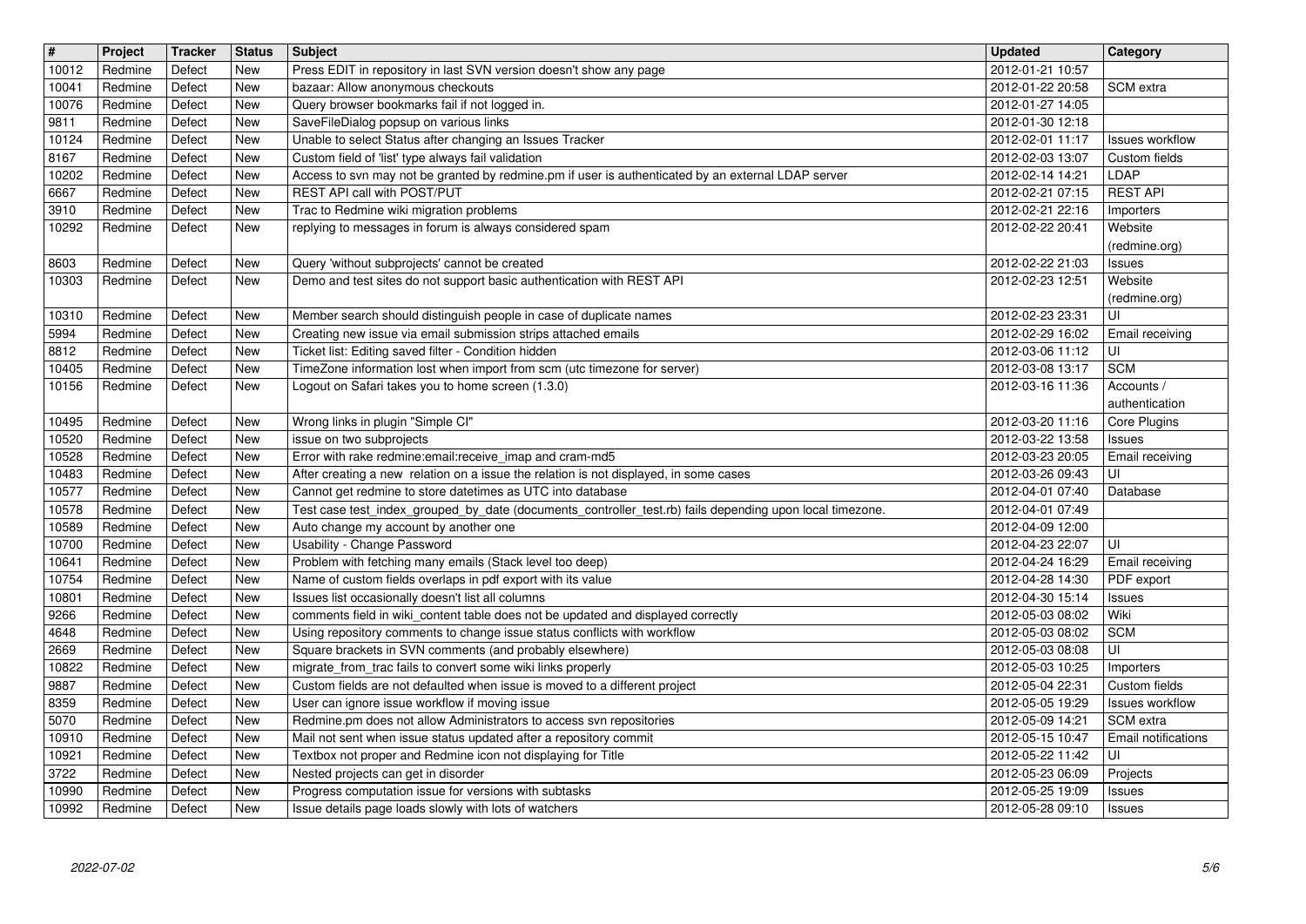| # | Project | Tracker | Status | Subject | Updated | Category |
|---|---|---|---|---|---|---|
| 10012 | Redmine | Defect | New | Press EDIT in repository in last SVN version doesn't show any page | 2012-01-21 10:57 | |
| 10041 | Redmine | Defect | New | bazaar: Allow anonymous checkouts | 2012-01-22 20:58 | SCM extra |
| 10076 | Redmine | Defect | New | Query browser bookmarks fail if not logged in. | 2012-01-27 14:05 | |
| 9811 | Redmine | Defect | New | SaveFileDialog popsup on various links | 2012-01-30 12:18 | |
| 10124 | Redmine | Defect | New | Unable to select Status after changing an Issues Tracker | 2012-02-01 11:17 | Issues workflow |
| 8167 | Redmine | Defect | New | Custom field of 'list' type always fail validation | 2012-02-03 13:07 | Custom fields |
| 10202 | Redmine | Defect | New | Access to svn may not be granted by redmine.pm if user is authenticated by an external LDAP server | 2012-02-14 14:21 | LDAP |
| 6667 | Redmine | Defect | New | REST API call with POST/PUT | 2012-02-21 07:15 | REST API |
| 3910 | Redmine | Defect | New | Trac to Redmine wiki migration problems | 2012-02-21 22:16 | Importers |
| 10292 | Redmine | Defect | New | replying to messages in forum is always considered spam | 2012-02-22 20:41 | Website (redmine.org) |
| 8603 | Redmine | Defect | New | Query 'without subprojects' cannot be created | 2012-02-22 21:03 | Issues |
| 10303 | Redmine | Defect | New | Demo and test sites do not support basic authentication with REST API | 2012-02-23 12:51 | Website (redmine.org) |
| 10310 | Redmine | Defect | New | Member search should distinguish people in case of duplicate names | 2012-02-23 23:31 | UI |
| 5994 | Redmine | Defect | New | Creating new issue via email submission strips attached emails | 2012-02-29 16:02 | Email receiving |
| 8812 | Redmine | Defect | New | Ticket list: Editing saved filter - Condition hidden | 2012-03-06 11:12 | UI |
| 10405 | Redmine | Defect | New | TimeZone information lost when import from scm (utc timezone for server) | 2012-03-08 13:17 | SCM |
| 10156 | Redmine | Defect | New | Logout on Safari takes you to home screen (1.3.0) | 2012-03-16 11:36 | Accounts / authentication |
| 10495 | Redmine | Defect | New | Wrong links in plugin "Simple CI" | 2012-03-20 11:16 | Core Plugins |
| 10520 | Redmine | Defect | New | issue on two subprojects | 2012-03-22 13:58 | Issues |
| 10528 | Redmine | Defect | New | Error with rake redmine:email:receive_imap and cram-md5 | 2012-03-23 20:05 | Email receiving |
| 10483 | Redmine | Defect | New | After creating a new relation on a issue the relation is not displayed, in some cases | 2012-03-26 09:43 | UI |
| 10577 | Redmine | Defect | New | Cannot get redmine to store datetimes as UTC into database | 2012-04-01 07:40 | Database |
| 10578 | Redmine | Defect | New | Test case test_index_grouped_by_date (documents_controller_test.rb) fails depending upon local timezone. | 2012-04-01 07:49 | |
| 10589 | Redmine | Defect | New | Auto change my account by another one | 2012-04-09 12:00 | |
| 10700 | Redmine | Defect | New | Usability - Change Password | 2012-04-23 22:07 | UI |
| 10641 | Redmine | Defect | New | Problem with fetching many emails (Stack level too deep) | 2012-04-24 16:29 | Email receiving |
| 10754 | Redmine | Defect | New | Name of custom fields overlaps in pdf export with its value | 2012-04-28 14:30 | PDF export |
| 10801 | Redmine | Defect | New | Issues list occasionally doesn't list all columns | 2012-04-30 15:14 | Issues |
| 9266 | Redmine | Defect | New | comments field in wiki_content table does not be updated and displayed correctly | 2012-05-03 08:02 | Wiki |
| 4648 | Redmine | Defect | New | Using repository comments to change issue status conflicts with workflow | 2012-05-03 08:02 | SCM |
| 2669 | Redmine | Defect | New | Square brackets in SVN comments (and probably elsewhere) | 2012-05-03 08:08 | UI |
| 10822 | Redmine | Defect | New | migrate_from_trac fails to convert some wiki links properly | 2012-05-03 10:25 | Importers |
| 9887 | Redmine | Defect | New | Custom fields are not defaulted when issue is moved to a different project | 2012-05-04 22:31 | Custom fields |
| 8359 | Redmine | Defect | New | User can ignore issue workflow if moving issue | 2012-05-05 19:29 | Issues workflow |
| 5070 | Redmine | Defect | New | Redmine.pm does not allow Administrators to access svn repositories | 2012-05-09 14:21 | SCM extra |
| 10910 | Redmine | Defect | New | Mail not sent when issue status updated after a repository commit | 2012-05-15 10:47 | Email notifications |
| 10921 | Redmine | Defect | New | Textbox not proper and Redmine icon not displaying for Title | 2012-05-22 11:42 | UI |
| 3722 | Redmine | Defect | New | Nested projects can get in disorder | 2012-05-23 06:09 | Projects |
| 10990 | Redmine | Defect | New | Progress computation issue for versions with subtasks | 2012-05-25 19:09 | Issues |
| 10992 | Redmine | Defect | New | Issue details page loads slowly with lots of watchers | 2012-05-28 09:10 | Issues |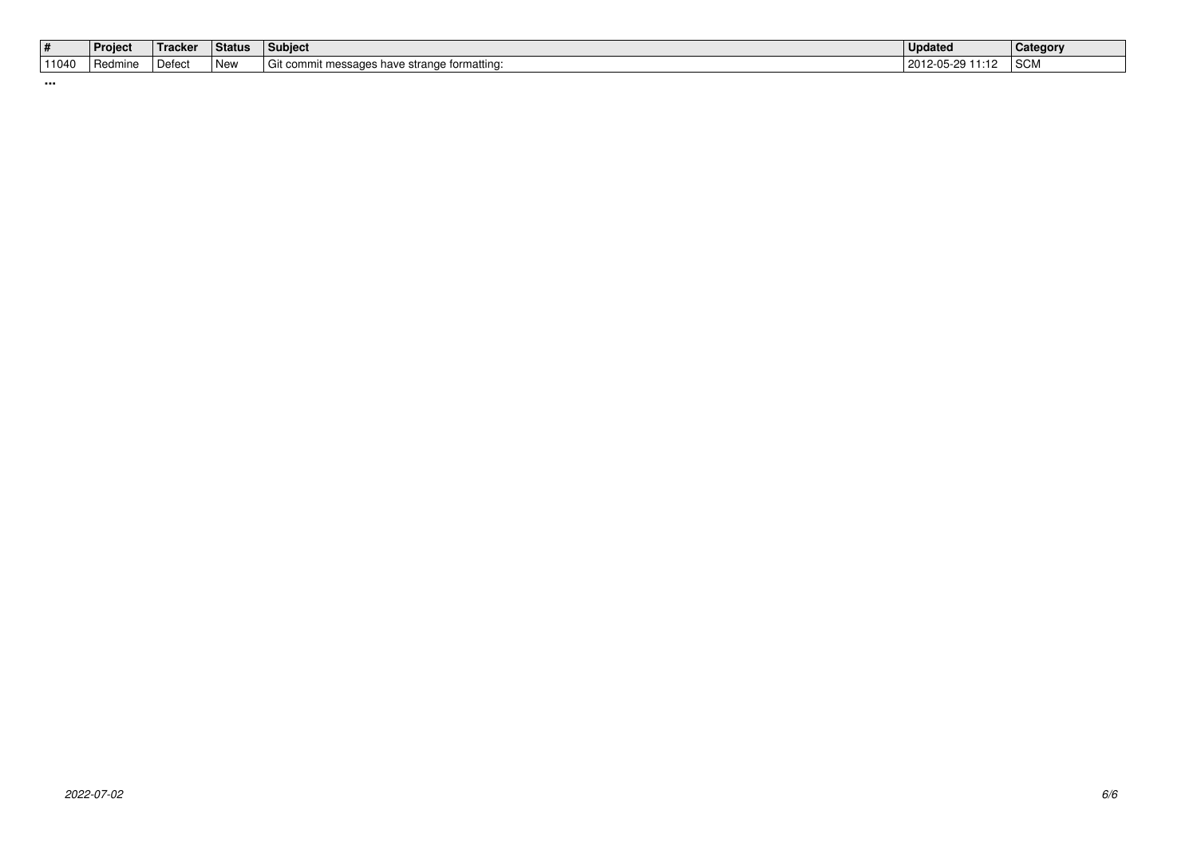| # | Project | Tracker | Status | Subject | Updated | Category |
| --- | --- | --- | --- | --- | --- | --- |
| 11040 | Redmine | Defect | New | Git commit messages have strange formatting: | 2012-05-29 11:12 | SCM |

...